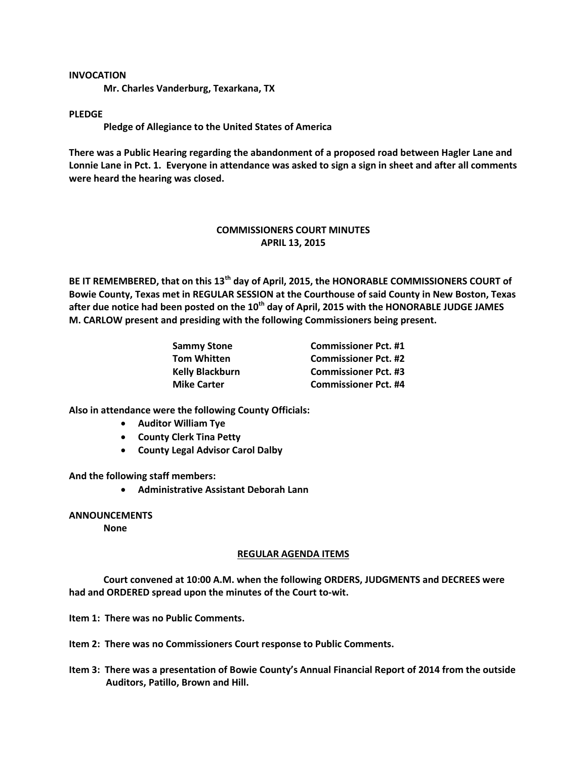**INVOCATION**

**Mr. Charles Vanderburg, Texarkana, TX**

**PLEDGE**

**Pledge of Allegiance to the United States of America**

**There was a Public Hearing regarding the abandonment of a proposed road between Hagler Lane and Lonnie Lane in Pct. 1. Everyone in attendance was asked to sign a sign in sheet and after all comments were heard the hearing was closed.**

## COMMISSIONERS COURT MINUTES
## APRIL 13, 2015

**BE IT REMEMBERED, that on this 13th day of April, 2015, the HONORABLE COMMISSIONERS COURT of Bowie County, Texas met in REGULAR SESSION at the Courthouse of said County in New Boston, Texas after due notice had been posted on the 10th day of April, 2015 with the HONORABLE JUDGE JAMES M. CARLOW present and presiding with the following Commissioners being present.**

| | |
|---|---|
| **Sammy Stone** | **Commissioner Pct. #1** |
| **Tom Whitten** | **Commissioner Pct. #2** |
| **Kelly Blackburn** | **Commissioner Pct. #3** |
| **Mike Carter** | **Commissioner Pct. #4** |

**Also in attendance were the following County Officials:**

- **Auditor William Tye**
- **County Clerk Tina Petty**
- **County Legal Advisor Carol Dalby**

**And the following staff members:**

- **Administrative Assistant Deborah Lann**

**ANNOUNCEMENTS**

**None**

**<u>REGULAR AGENDA ITEMS</u>**

**Court convened at 10:00 A.M. when the following ORDERS, JUDGMENTS and DECREES were had and ORDERED spread upon the minutes of the Court to-wit.**

**Item 1: There was no Public Comments.**

**Item 2: There was no Commissioners Court response to Public Comments.**

**Item 3: There was a presentation of Bowie County's Annual Financial Report of 2014 from the outside Auditors, Patillo, Brown and Hill.**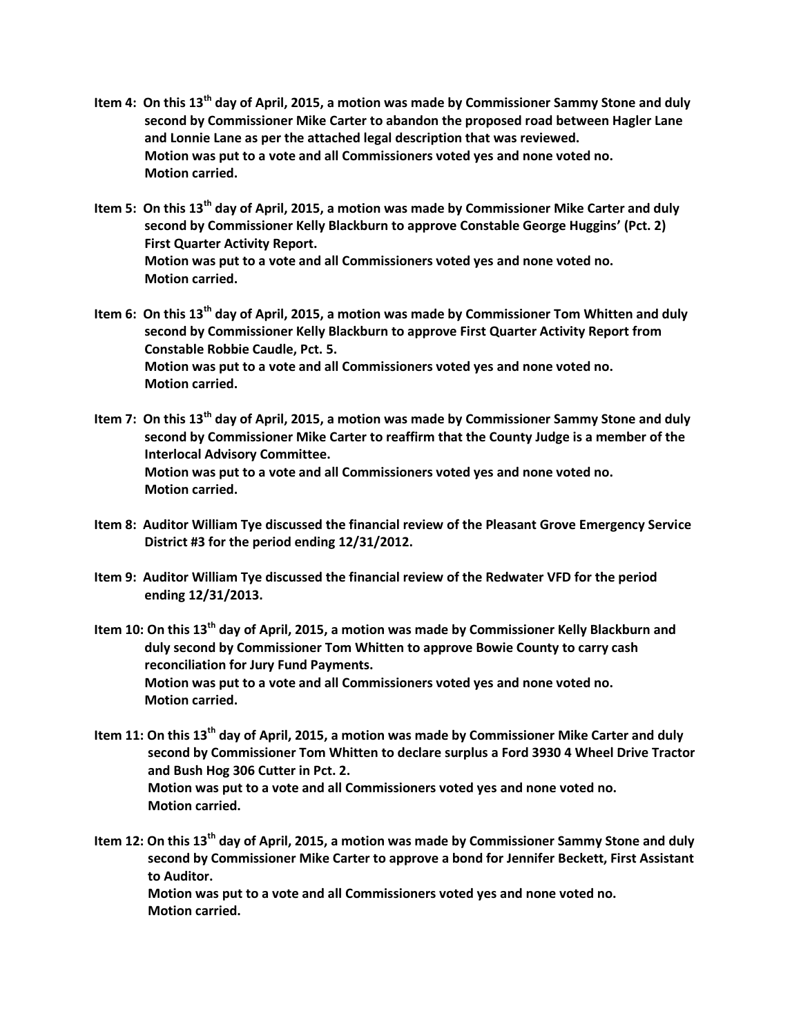**Item 4: On this 13th day of April, 2015, a motion was made by Commissioner Sammy Stone and duly second by Commissioner Mike Carter to abandon the proposed road between Hagler Lane and Lonnie Lane as per the attached legal description that was reviewed.**
**Motion was put to a vote and all Commissioners voted yes and none voted no.**
**Motion carried.**

**Item 5: On this 13th day of April, 2015, a motion was made by Commissioner Mike Carter and duly second by Commissioner Kelly Blackburn to approve Constable George Huggins' (Pct. 2) First Quarter Activity Report.**
**Motion was put to a vote and all Commissioners voted yes and none voted no.**
**Motion carried.**

**Item 6: On this 13th day of April, 2015, a motion was made by Commissioner Tom Whitten and duly second by Commissioner Kelly Blackburn to approve First Quarter Activity Report from Constable Robbie Caudle, Pct. 5.**
**Motion was put to a vote and all Commissioners voted yes and none voted no.**
**Motion carried.**

**Item 7: On this 13th day of April, 2015, a motion was made by Commissioner Sammy Stone and duly second by Commissioner Mike Carter to reaffirm that the County Judge is a member of the Interlocal Advisory Committee.**
**Motion was put to a vote and all Commissioners voted yes and none voted no.**
**Motion carried.**

**Item 8: Auditor William Tye discussed the financial review of the Pleasant Grove Emergency Service District #3 for the period ending 12/31/2012.**

**Item 9: Auditor William Tye discussed the financial review of the Redwater VFD for the period ending 12/31/2013.**

**Item 10: On this 13th day of April, 2015, a motion was made by Commissioner Kelly Blackburn and duly second by Commissioner Tom Whitten to approve Bowie County to carry cash reconciliation for Jury Fund Payments.**
**Motion was put to a vote and all Commissioners voted yes and none voted no.**
**Motion carried.**

**Item 11: On this 13th day of April, 2015, a motion was made by Commissioner Mike Carter and duly second by Commissioner Tom Whitten to declare surplus a Ford 3930 4 Wheel Drive Tractor and Bush Hog 306 Cutter in Pct. 2.**
**Motion was put to a vote and all Commissioners voted yes and none voted no.**
**Motion carried.**

**Item 12: On this 13th day of April, 2015, a motion was made by Commissioner Sammy Stone and duly second by Commissioner Mike Carter to approve a bond for Jennifer Beckett, First Assistant to Auditor.**
**Motion was put to a vote and all Commissioners voted yes and none voted no.**
**Motion carried.**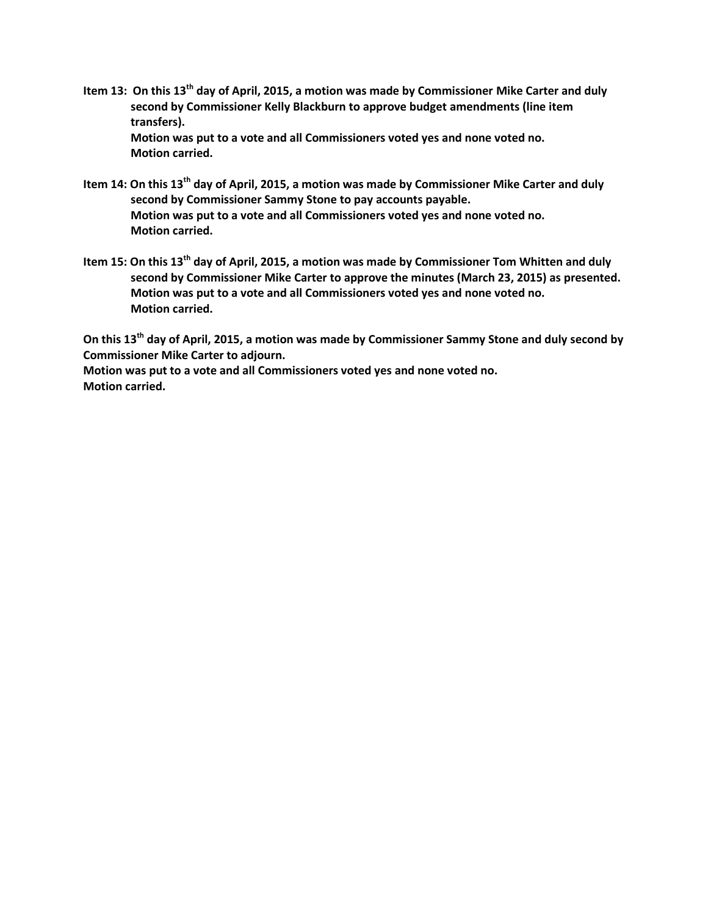**Item 13: On this 13th day of April, 2015, a motion was made by Commissioner Mike Carter and duly second by Commissioner Kelly Blackburn to approve budget amendments (line item transfers).**
**Motion was put to a vote and all Commissioners voted yes and none voted no.**
**Motion carried.**

**Item 14: On this 13th day of April, 2015, a motion was made by Commissioner Mike Carter and duly second by Commissioner Sammy Stone to pay accounts payable.**
**Motion was put to a vote and all Commissioners voted yes and none voted no.**
**Motion carried.**

**Item 15: On this 13th day of April, 2015, a motion was made by Commissioner Tom Whitten and duly second by Commissioner Mike Carter to approve the minutes (March 23, 2015) as presented.**
**Motion was put to a vote and all Commissioners voted yes and none voted no.**
**Motion carried.**

**On this 13th day of April, 2015, a motion was made by Commissioner Sammy Stone and duly second by Commissioner Mike Carter to adjourn.**
**Motion was put to a vote and all Commissioners voted yes and none voted no.**
**Motion carried.**